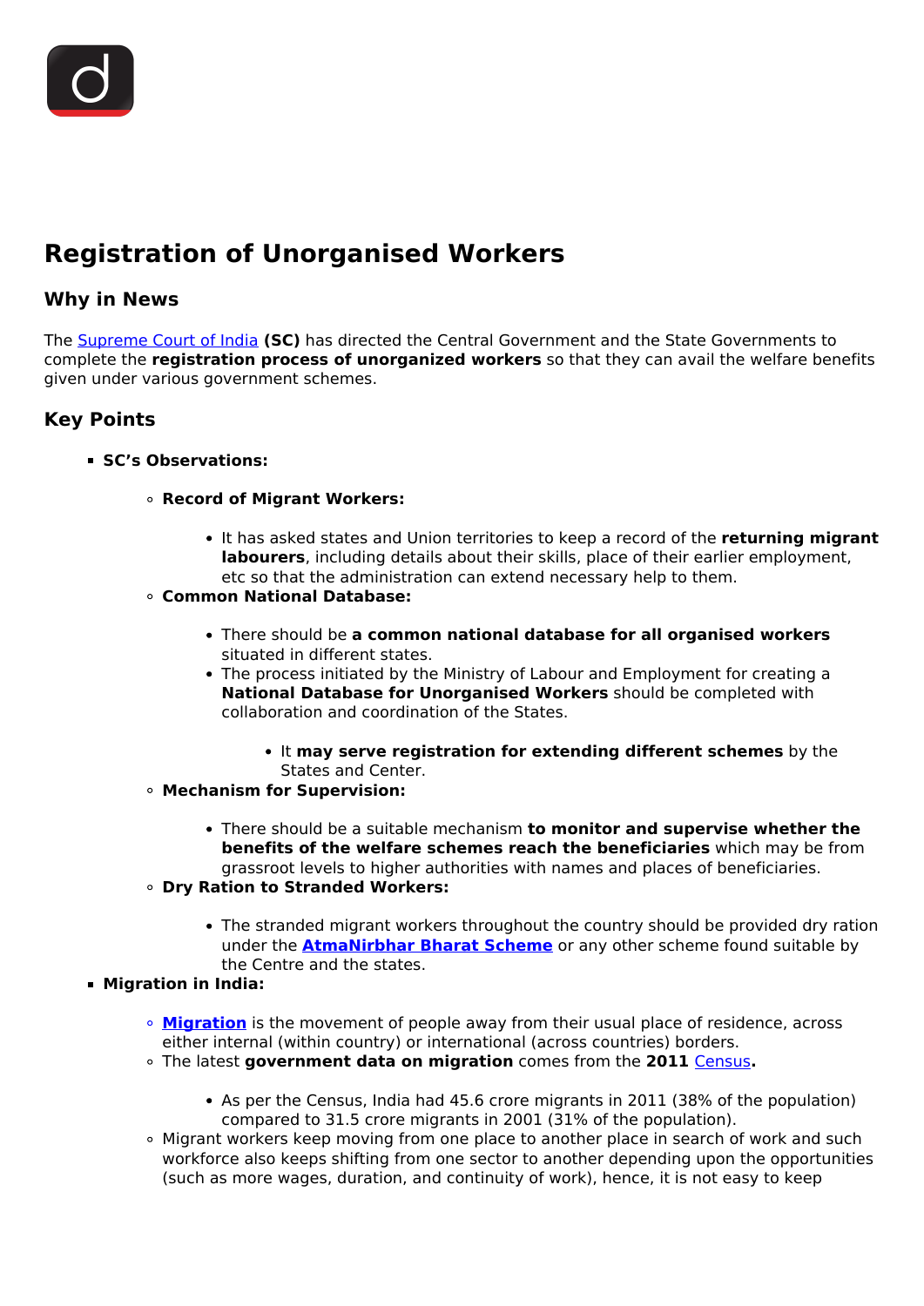# Registration of Unorganised Workers

## Why in News

The Supreme Court of India **(SC)** has directed the Central Government and the State Governments to complete the **registration process of unorganized workers** so that they can avail the welfare benefits given under various government schemes.

## Key Points

- **SC's Observations:**
  - **Record of Migrant Workers:**
    - It has asked states and Union territories to keep a record of the **returning migrant labourers**, including details about their skills, place of their earlier employment, etc so that the administration can extend necessary help to them.
  - **Common National Database:**
    - There should be **a common national database for all organised workers** situated in different states.
    - The process initiated by the Ministry of Labour and Employment for creating a **National Database for Unorganised Workers** should be completed with collaboration and coordination of the States.
      - It **may serve registration for extending different schemes** by the States and Center.
  - **Mechanism for Supervision:**
    - There should be a suitable mechanism **to monitor and supervise whether the benefits of the welfare schemes reach the beneficiaries** which may be from grassroot levels to higher authorities with names and places of beneficiaries.
  - **Dry Ration to Stranded Workers:**
    - The stranded migrant workers throughout the country should be provided dry ration under the **AtmaNirbhar Bharat Scheme** or any other scheme found suitable by the Centre and the states.
- **Migration in India:**
  - **Migration** is the movement of people away from their usual place of residence, across either internal (within country) or international (across countries) borders.
  - The latest **government data on migration** comes from the **2011** Census**.**
    - As per the Census, India had 45.6 crore migrants in 2011 (38% of the population) compared to 31.5 crore migrants in 2001 (31% of the population).
  - Migrant workers keep moving from one place to another place in search of work and such workforce also keeps shifting from one sector to another depending upon the opportunities (such as more wages, duration, and continuity of work), hence, it is not easy to keep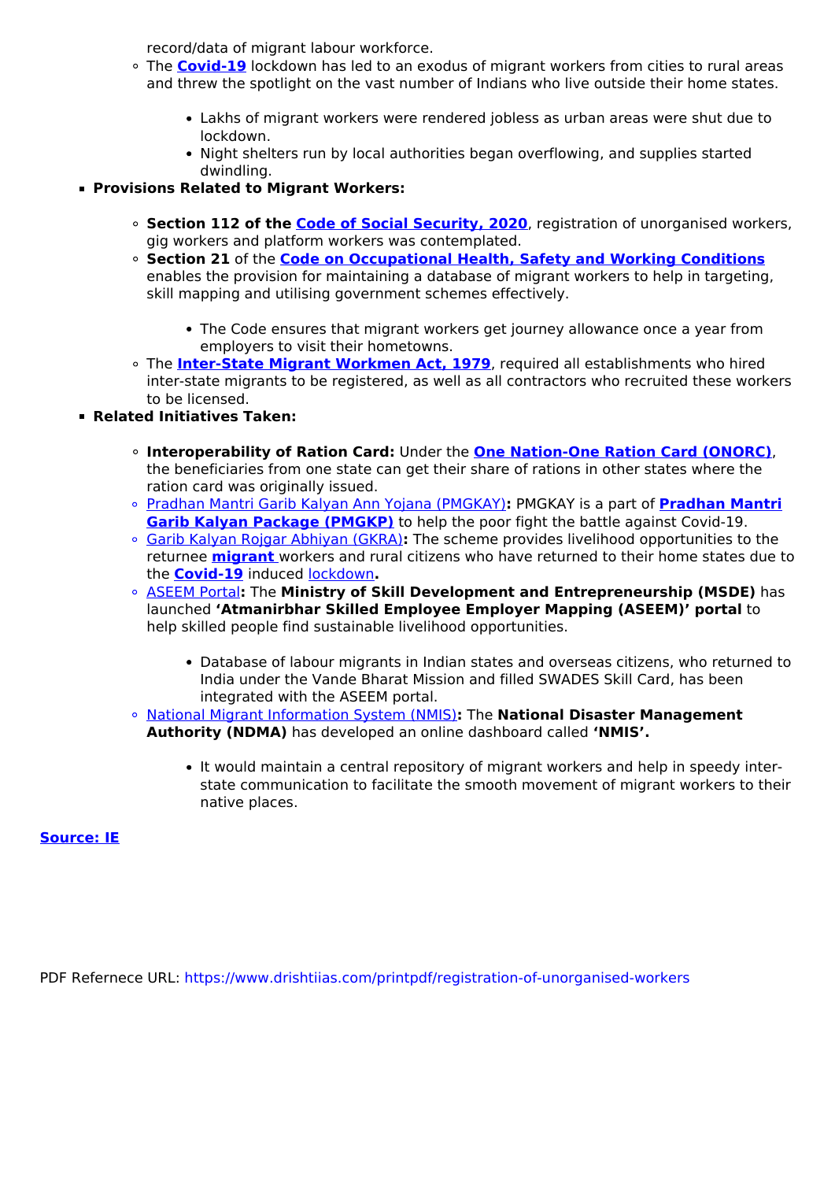record/data of migrant labour workforce.
  - The **Covid-19** lockdown has led to an exodus of migrant workers from cities to rural areas and threw the spotlight on the vast number of Indians who live outside their home states.
    - Lakhs of migrant workers were rendered jobless as urban areas were shut due to lockdown.
    - Night shelters run by local authorities began overflowing, and supplies started dwindling.

- **Provisions Related to Migrant Workers:**
  - **Section 112 of the Code of Social Security, 2020**, registration of unorganised workers, gig workers and platform workers was contemplated.
  - **Section 21** of the **Code on Occupational Health, Safety and Working Conditions** enables the provision for maintaining a database of migrant workers to help in targeting, skill mapping and utilising government schemes effectively.
    - The Code ensures that migrant workers get journey allowance once a year from employers to visit their hometowns.
  - The **Inter-State Migrant Workmen Act, 1979**, required all establishments who hired inter-state migrants to be registered, as well as all contractors who recruited these workers to be licensed.

- **Related Initiatives Taken:**
  - **Interoperability of Ration Card:** Under the **One Nation-One Ration Card (ONORC)**, the beneficiaries from one state can get their share of rations in other states where the ration card was originally issued.
  - Pradhan Mantri Garib Kalyan Ann Yojana (PMGKAY)**:** PMGKAY is a part of **Pradhan Mantri Garib Kalyan Package (PMGKP)** to help the poor fight the battle against Covid-19.
  - Garib Kalyan Rojgar Abhiyan (GKRA)**:** The scheme provides livelihood opportunities to the returnee **migrant** workers and rural citizens who have returned to their home states due to the **Covid-19** induced lockdown**.**
  - ASEEM Portal**:** The **Ministry of Skill Development and Entrepreneurship (MSDE)** has launched **'Atmanirbhar Skilled Employee Employer Mapping (ASEEM)' portal** to help skilled people find sustainable livelihood opportunities.
    - Database of labour migrants in Indian states and overseas citizens, who returned to India under the Vande Bharat Mission and filled SWADES Skill Card, has been integrated with the ASEEM portal.
  - National Migrant Information System (NMIS)**:** The **National Disaster Management Authority (NDMA)** has developed an online dashboard called **'NMIS'.**
    - It would maintain a central repository of migrant workers and help in speedy inter-state communication to facilitate the smooth movement of migrant workers to their native places.

**Source: IE**

PDF Refernece URL: https://www.drishtiias.com/printpdf/registration-of-unorganised-workers